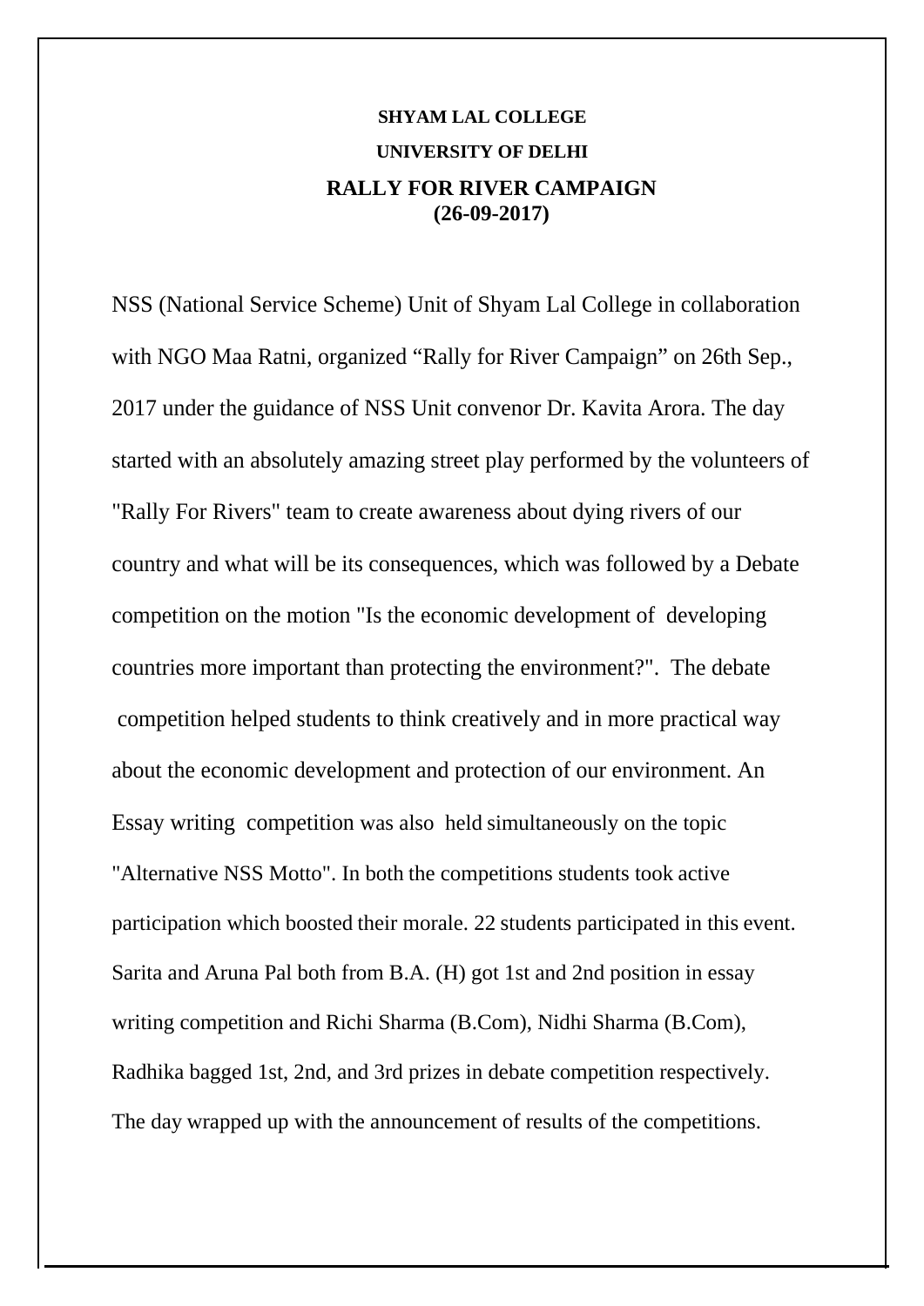**SHYAM LAL COLLEGE**

**UNIVERSITY OF DELHI**

# RALLY FOR RIVER CAMPAIGN (26-09-2017)

NSS (National Service Scheme) Unit of Shyam Lal College in collaboration with NGO Maa Ratni, organized "Rally for River Campaign" on 26th Sep., 2017 under the guidance of NSS Unit convenor Dr. Kavita Arora. The day started with an absolutely amazing street play performed by the volunteers of "Rally For Rivers" team to create awareness about dying rivers of our country and what will be its consequences, which was followed by a Debate competition on the motion "Is the economic development of developing countries more important than protecting the environment?". The debate competition helped students to think creatively and in more practical way about the economic development and protection of our environment. An Essay writing competition was also held simultaneously on the topic "Alternative NSS Motto". In both the competitions students took active participation which boosted their morale. 22 students participated in this event. Sarita and Aruna Pal both from B.A. (H) got 1st and 2nd position in essay writing competition and Richi Sharma (B.Com), Nidhi Sharma (B.Com), Radhika bagged 1st, 2nd, and 3rd prizes in debate competition respectively. The day wrapped up with the announcement of results of the competitions.